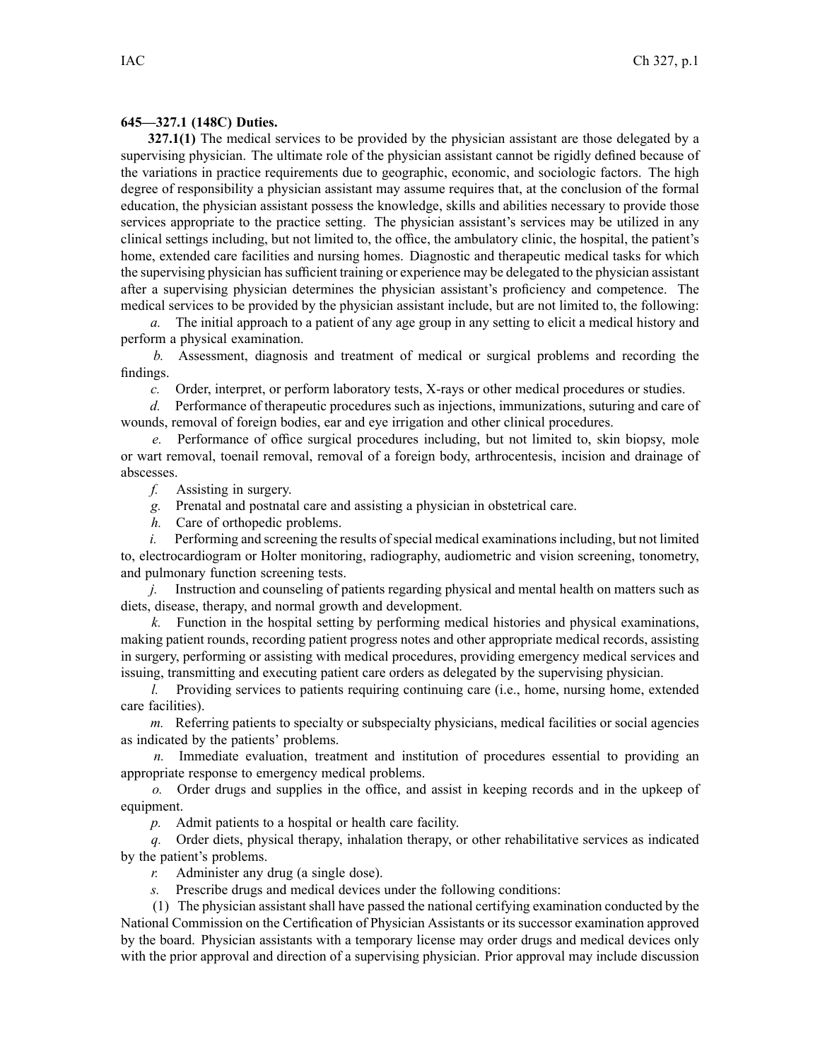**645—327.1 (148C) Duties.**

**327.1(1)** The medical services to be provided by the physician assistant are those delegated by a supervising physician. The ultimate role of the physician assistant cannot be rigidly defined because of the variations in practice requirements due to geographic, economic, and sociologic factors. The high degree of responsibility a physician assistant may assume requires that, at the conclusion of the formal education, the physician assistant possess the knowledge, skills and abilities necessary to provide those services appropriate to the practice setting. The physician assistant's services may be utilized in any clinical settings including, but not limited to, the office, the ambulatory clinic, the hospital, the patient's home, extended care facilities and nursing homes. Diagnostic and therapeutic medical tasks for which the supervising physician has sufficient training or experience may be delegated to the physician assistant after a supervising physician determines the physician assistant's proficiency and competence. The medical services to be provided by the physician assistant include, but are not limited to, the following:

*a.* The initial approach to a patient of any age group in any setting to elicit a medical history and perform a physical examination.

*b.* Assessment, diagnosis and treatment of medical or surgical problems and recording the findings.

*c.* Order, interpret, or perform laboratory tests, X-rays or other medical procedures or studies.

*d.* Performance of therapeutic procedures such as injections, immunizations, suturing and care of wounds, removal of foreign bodies, ear and eye irrigation and other clinical procedures.

*e.* Performance of office surgical procedures including, but not limited to, skin biopsy, mole or wart removal, toenail removal, removal of a foreign body, arthrocentesis, incision and drainage of abscesses.

*f.* Assisting in surgery.

*g.* Prenatal and postnatal care and assisting a physician in obstetrical care.

*h.* Care of orthopedic problems.

*i.* Performing and screening the results of special medical examinations including, but not limited to, electrocardiogram or Holter monitoring, radiography, audiometric and vision screening, tonometry, and pulmonary function screening tests.

*j.* Instruction and counseling of patients regarding physical and mental health on matters such as diets, disease, therapy, and normal growth and development.

*k.* Function in the hospital setting by performing medical histories and physical examinations, making patient rounds, recording patient progress notes and other appropriate medical records, assisting in surgery, performing or assisting with medical procedures, providing emergency medical services and issuing, transmitting and executing patient care orders as delegated by the supervising physician.

*l.* Providing services to patients requiring continuing care (i.e., home, nursing home, extended care facilities).

*m.* Referring patients to specialty or subspecialty physicians, medical facilities or social agencies as indicated by the patients' problems.

*n.* Immediate evaluation, treatment and institution of procedures essential to providing an appropriate response to emergency medical problems.

*o.* Order drugs and supplies in the office, and assist in keeping records and in the upkeep of equipment.

*p.* Admit patients to a hospital or health care facility.

*q.* Order diets, physical therapy, inhalation therapy, or other rehabilitative services as indicated by the patient's problems.

*r.* Administer any drug (a single dose).

*s.* Prescribe drugs and medical devices under the following conditions:

(1) The physician assistant shall have passed the national certifying examination conducted by the National Commission on the Certification of Physician Assistants or its successor examination approved by the board. Physician assistants with a temporary license may order drugs and medical devices only with the prior approval and direction of a supervising physician. Prior approval may include discussion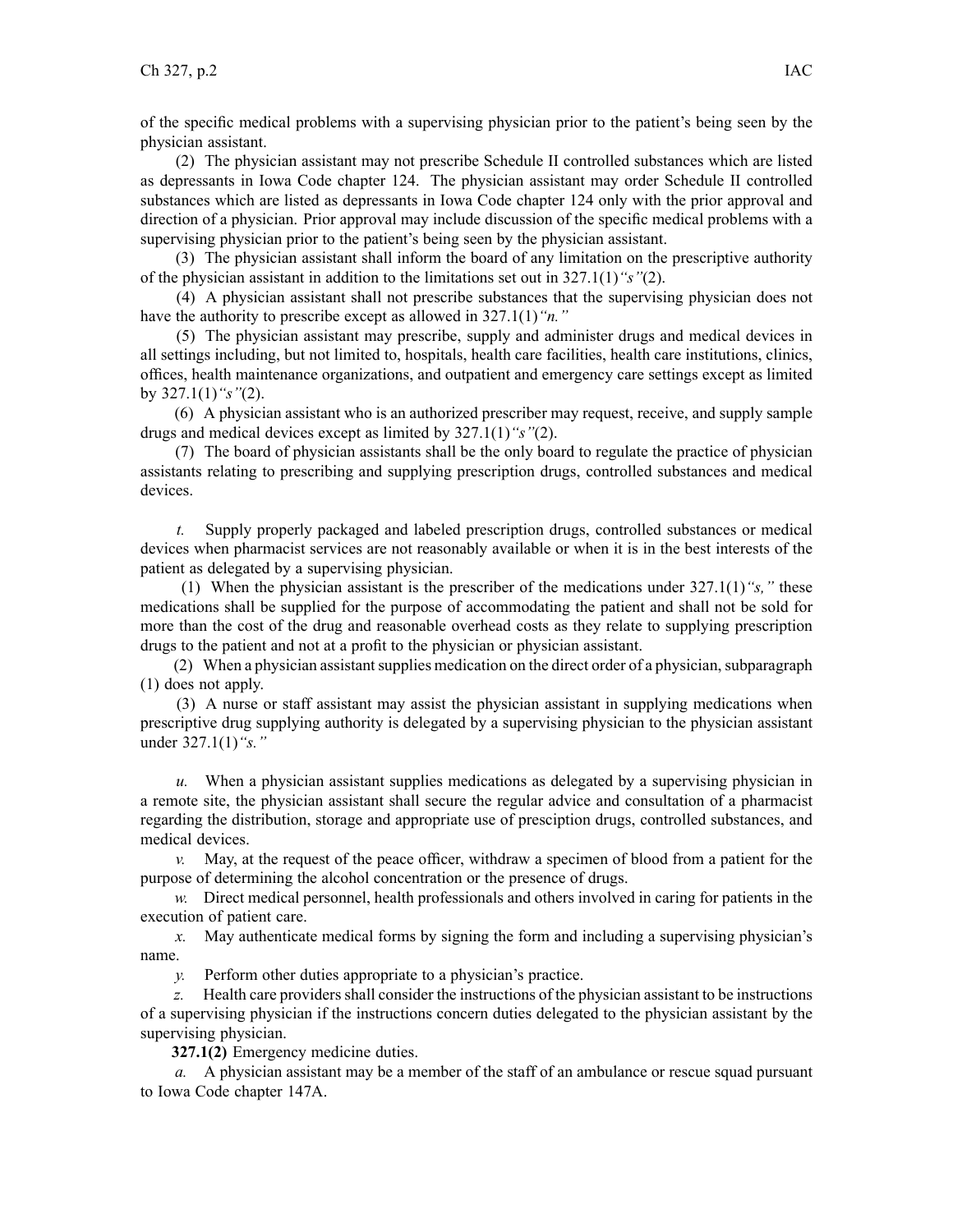of the specific medical problems with a supervising physician prior to the patient's being seen by the physician assistant.

(2) The physician assistant may not prescribe Schedule II controlled substances which are listed as depressants in Iowa Code chapter 124. The physician assistant may order Schedule II controlled substances which are listed as depressants in Iowa Code chapter 124 only with the prior approval and direction of a physician. Prior approval may include discussion of the specific medical problems with a supervising physician prior to the patient's being seen by the physician assistant.

(3) The physician assistant shall inform the board of any limitation on the prescriptive authority of the physician assistant in addition to the limitations set out in 327.1(1)*"s"*(2).

(4) A physician assistant shall not prescribe substances that the supervising physician does not have the authority to prescribe except as allowed in 327.1(1)*"n."*

(5) The physician assistant may prescribe, supply and administer drugs and medical devices in all settings including, but not limited to, hospitals, health care facilities, health care institutions, clinics, offices, health maintenance organizations, and outpatient and emergency care settings except as limited by 327.1(1)*"s"*(2).

(6) A physician assistant who is an authorized prescriber may request, receive, and supply sample drugs and medical devices except as limited by 327.1(1)*"s"*(2).

(7) The board of physician assistants shall be the only board to regulate the practice of physician assistants relating to prescribing and supplying prescription drugs, controlled substances and medical devices.

*t.* Supply properly packaged and labeled prescription drugs, controlled substances or medical devices when pharmacist services are not reasonably available or when it is in the best interests of the patient as delegated by a supervising physician.

(1) When the physician assistant is the prescriber of the medications under 327.1(1)*"s,"* these medications shall be supplied for the purpose of accommodating the patient and shall not be sold for more than the cost of the drug and reasonable overhead costs as they relate to supplying prescription drugs to the patient and not at a profit to the physician or physician assistant.

(2) When a physician assistant supplies medication on the direct order of a physician, subparagraph (1) does not apply.

(3) A nurse or staff assistant may assist the physician assistant in supplying medications when prescriptive drug supplying authority is delegated by a supervising physician to the physician assistant under 327.1(1)*"s."*

*u.* When a physician assistant supplies medications as delegated by a supervising physician in a remote site, the physician assistant shall secure the regular advice and consultation of a pharmacist regarding the distribution, storage and appropriate use of presciption drugs, controlled substances, and medical devices.

*v.* May, at the request of the peace officer, withdraw a specimen of blood from a patient for the purpose of determining the alcohol concentration or the presence of drugs.

*w.* Direct medical personnel, health professionals and others involved in caring for patients in the execution of patient care.

*x.* May authenticate medical forms by signing the form and including a supervising physician's name.

*y.* Perform other duties appropriate to a physician's practice.

*z.* Health care providers shall consider the instructions of the physician assistant to be instructions of a supervising physician if the instructions concern duties delegated to the physician assistant by the supervising physician.

**327.1(2)** Emergency medicine duties.

*a.* A physician assistant may be a member of the staff of an ambulance or rescue squad pursuant to Iowa Code chapter 147A.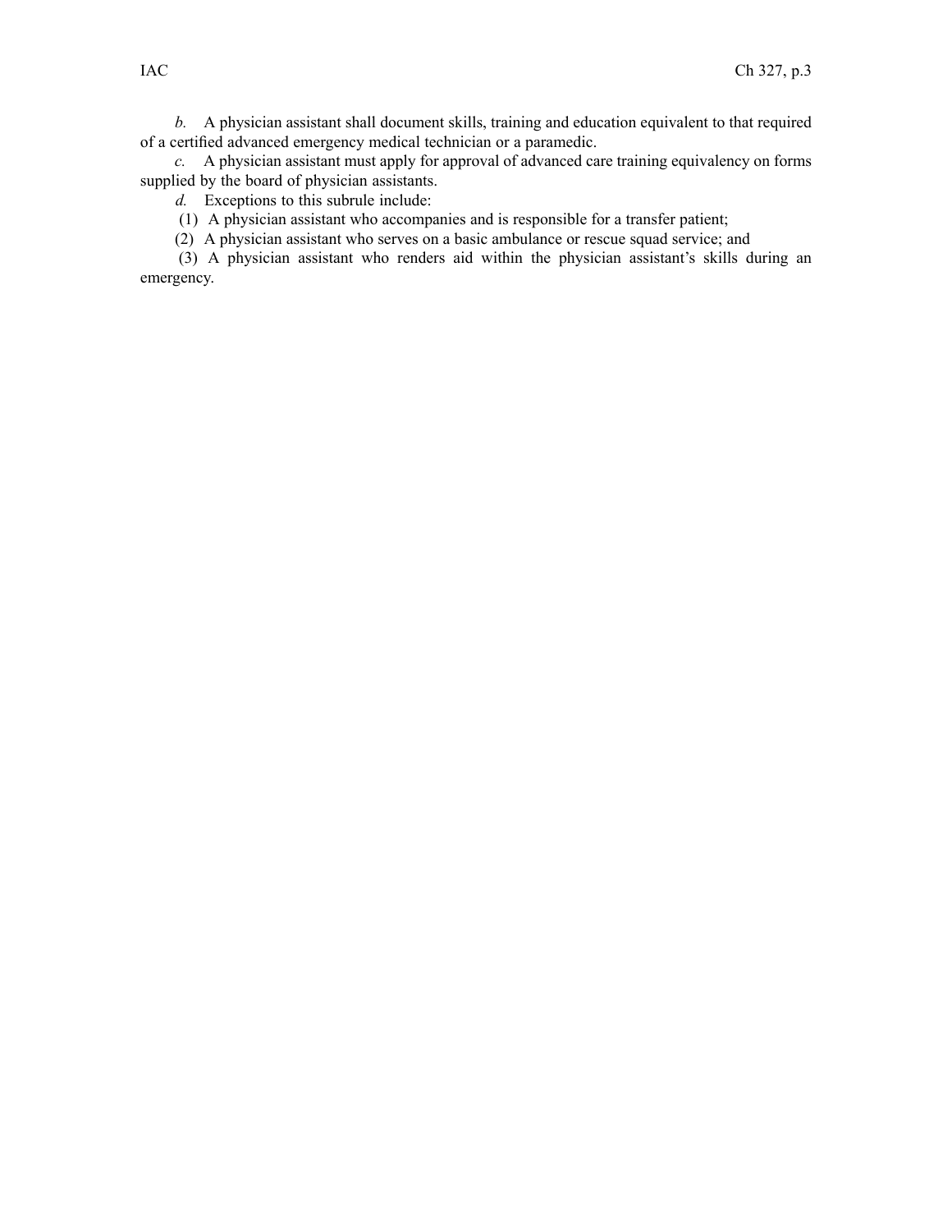*b.* A physician assistant shall document skills, training and education equivalent to that required of a certified advanced emergency medical technician or a paramedic.

*c.* A physician assistant must apply for approval of advanced care training equivalency on forms supplied by the board of physician assistants.

*d.* Exceptions to this subrule include:

(1) A physician assistant who accompanies and is responsible for a transfer patient;

(2) A physician assistant who serves on a basic ambulance or rescue squad service; and

(3) A physician assistant who renders aid within the physician assistant's skills during an emergency.